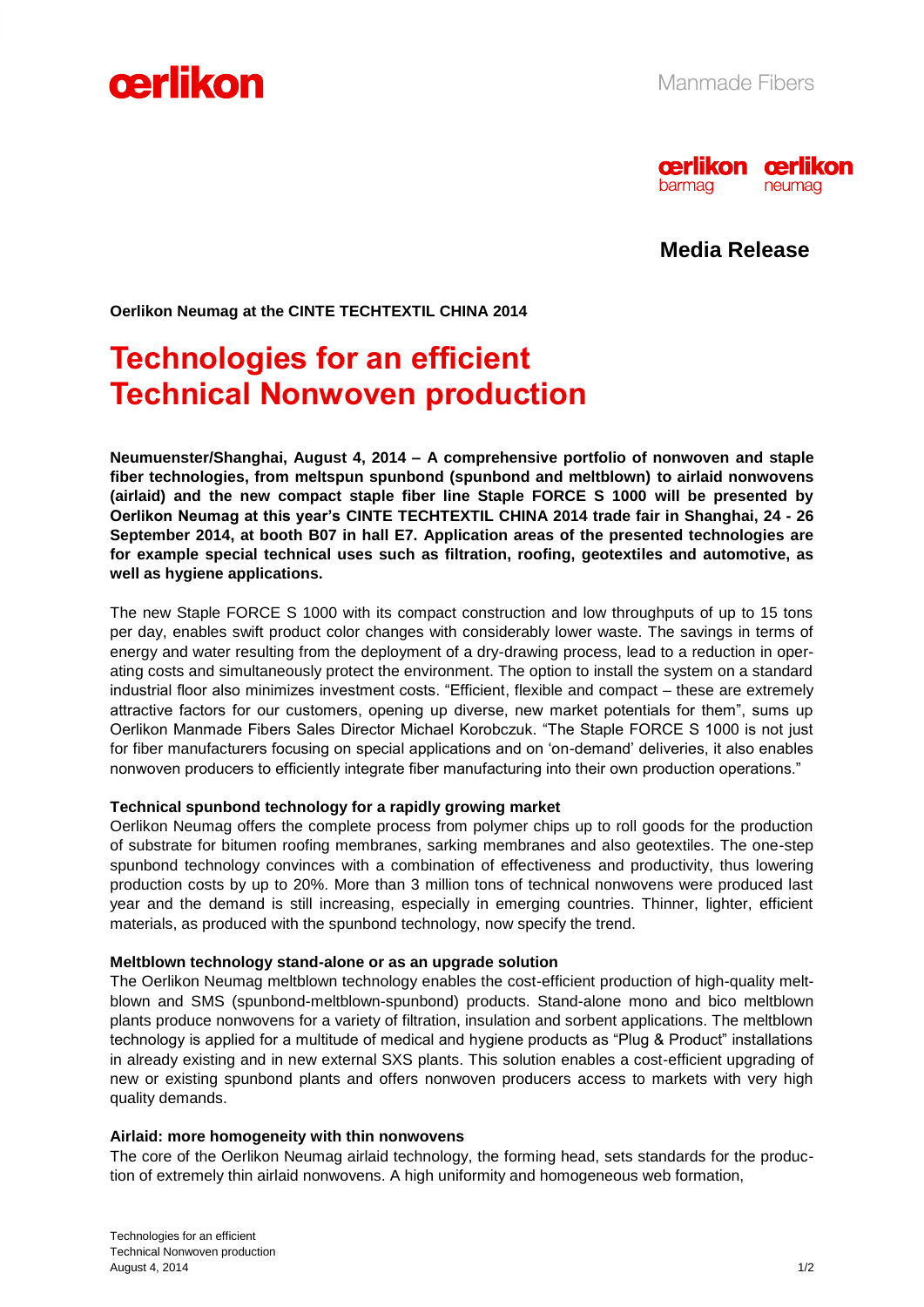**Media Release**

**Oerlikon Neumag at the CINTE TECHTEXTIL CHINA 2014**

# Technologies for an efficient Technical Nonwoven production

**Neumuenster/Shanghai, August 4, 2014 – A comprehensive portfolio of nonwoven and staple fiber technologies, from meltspun spunbond (spunbond and meltblown) to airlaid nonwovens (airlaid) and the new compact staple fiber line Staple FORCE S 1000 will be presented by Oerlikon Neumag at this year's CINTE TECHTEXTIL CHINA 2014 trade fair in Shanghai, 24 - 26 September 2014, at booth B07 in hall E7. Application areas of the presented technologies are for example special technical uses such as filtration, roofing, geotextiles and automotive, as well as hygiene applications.**

The new Staple FORCE S 1000 with its compact construction and low throughputs of up to 15 tons per day, enables swift product color changes with considerably lower waste. The savings in terms of energy and water resulting from the deployment of a dry-drawing process, lead to a reduction in operating costs and simultaneously protect the environment. The option to install the system on a standard industrial floor also minimizes investment costs. "Efficient, flexible and compact – these are extremely attractive factors for our customers, opening up diverse, new market potentials for them", sums up Oerlikon Manmade Fibers Sales Director Michael Korobczuk. "The Staple FORCE S 1000 is not just for fiber manufacturers focusing on special applications and on 'on-demand' deliveries, it also enables nonwoven producers to efficiently integrate fiber manufacturing into their own production operations."

**Technical spunbond technology for a rapidly growing market**

Oerlikon Neumag offers the complete process from polymer chips up to roll goods for the production of substrate for bitumen roofing membranes, sarking membranes and also geotextiles. The one-step spunbond technology convinces with a combination of effectiveness and productivity, thus lowering production costs by up to 20%. More than 3 million tons of technical nonwovens were produced last year and the demand is still increasing, especially in emerging countries. Thinner, lighter, efficient materials, as produced with the spunbond technology, now specify the trend.

**Meltblown technology stand-alone or as an upgrade solution**

The Oerlikon Neumag meltblown technology enables the cost-efficient production of high-quality meltblown and SMS (spunbond-meltblown-spunbond) products. Stand-alone mono and bico meltblown plants produce nonwovens for a variety of filtration, insulation and sorbent applications. The meltblown technology is applied for a multitude of medical and hygiene products as "Plug & Product" installations in already existing and in new external SXS plants. This solution enables a cost-efficient upgrading of new or existing spunbond plants and offers nonwoven producers access to markets with very high quality demands.

**Airlaid: more homogeneity with thin nonwovens**

The core of the Oerlikon Neumag airlaid technology, the forming head, sets standards for the production of extremely thin airlaid nonwovens. A high uniformity and homogeneous web formation,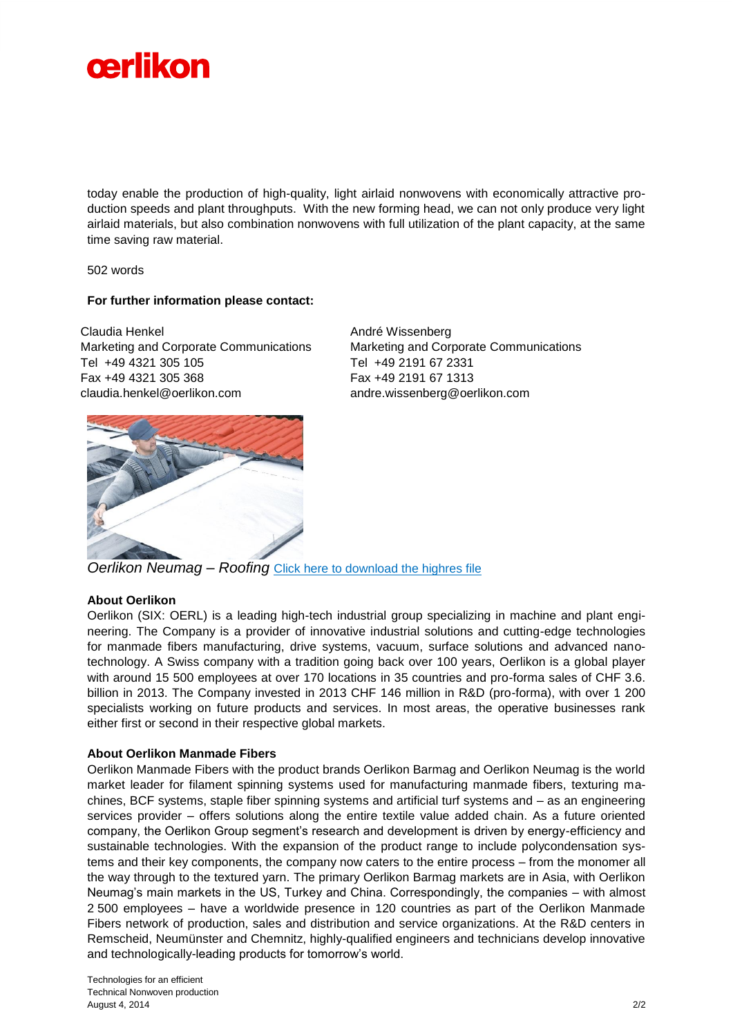today enable the production of high-quality, light airlaid nonwovens with economically attractive production speeds and plant throughputs. With the new forming head, we can not only produce very light airlaid materials, but also combination nonwovens with full utilization of the plant capacity, at the same time saving raw material.

502 words

**For further information please contact:**

Claudia Henkel
Marketing and Corporate Communications
Tel +49 4321 305 105
Fax +49 4321 305 368
claudia.henkel@oerlikon.com

André Wissenberg
Marketing and Corporate Communications
Tel +49 2191 67 2331
Fax +49 2191 67 1313
andre.wissenberg@oerlikon.com

*Oerlikon Neumag – Roofing* Click here to download the highres file

**About Oerlikon**

Oerlikon (SIX: OERL) is a leading high-tech industrial group specializing in machine and plant engineering. The Company is a provider of innovative industrial solutions and cutting-edge technologies for manmade fibers manufacturing, drive systems, vacuum, surface solutions and advanced nanotechnology. A Swiss company with a tradition going back over 100 years, Oerlikon is a global player with around 15 500 employees at over 170 locations in 35 countries and pro-forma sales of CHF 3.6. billion in 2013. The Company invested in 2013 CHF 146 million in R&D (pro-forma), with over 1 200 specialists working on future products and services. In most areas, the operative businesses rank either first or second in their respective global markets.

**About Oerlikon Manmade Fibers**

Oerlikon Manmade Fibers with the product brands Oerlikon Barmag and Oerlikon Neumag is the world market leader for filament spinning systems used for manufacturing manmade fibers, texturing machines, BCF systems, staple fiber spinning systems and artificial turf systems and – as an engineering services provider – offers solutions along the entire textile value added chain. As a future oriented company, the Oerlikon Group segment's research and development is driven by energy-efficiency and sustainable technologies. With the expansion of the product range to include polycondensation systems and their key components, the company now caters to the entire process – from the monomer all the way through to the textured yarn. The primary Oerlikon Barmag markets are in Asia, with Oerlikon Neumag's main markets in the US, Turkey and China. Correspondingly, the companies – with almost 2 500 employees – have a worldwide presence in 120 countries as part of the Oerlikon Manmade Fibers network of production, sales and distribution and service organizations. At the R&D centers in Remscheid, Neumünster and Chemnitz, highly-qualified engineers and technicians develop innovative and technologically-leading products for tomorrow's world.